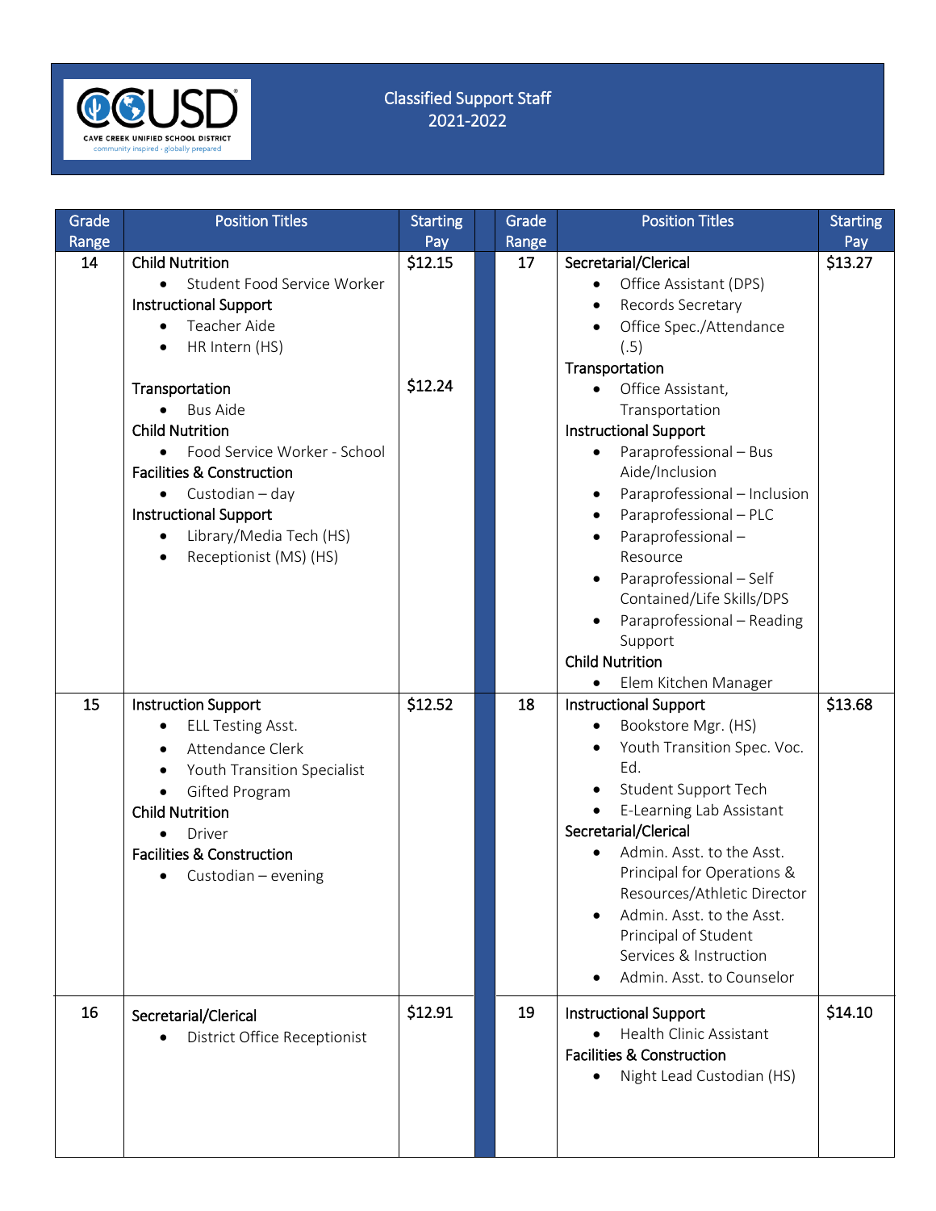# Classified Support Staff 2021-2022

CAVE CREEK UNIFIED SCHOOL DISTRICT
community inspired · globally prepared

| Grade Range | Position Titles | Starting Pay | Grade Range | Position Titles | Starting Pay |
|---|---|---|---|---|---|
| 14 | **Child Nutrition**<br>• Student Food Service Worker<br>**Instructional Support**<br>• Teacher Aide<br>• HR Intern (HS) | $12.15 | 17 | **Secretarial/Clerical**<br>• Office Assistant (DPS)<br>• Records Secretary<br>• Office Spec./Attendance (.5)<br>**Transportation**<br>• Office Assistant, Transportation<br>**Instructional Support**<br>• Paraprofessional – Bus Aide/Inclusion<br>• Paraprofessional – Inclusion<br>• Paraprofessional – PLC<br>• Paraprofessional – Resource<br>• Paraprofessional – Self Contained/Life Skills/DPS<br>• Paraprofessional – Reading Support<br>**Child Nutrition**<br>• Elem Kitchen Manager | $13.27 |
| | **Transportation**<br>• Bus Aide<br>**Child Nutrition**<br>• Food Service Worker - School<br>**Facilities & Construction**<br>• Custodian – day<br>**Instructional Support**<br>• Library/Media Tech (HS)<br>• Receptionist (MS) (HS) | $12.24 | | | |
| 15 | **Instruction Support**<br>• ELL Testing Asst.<br>• Attendance Clerk<br>• Youth Transition Specialist<br>• Gifted Program<br>**Child Nutrition**<br>• Driver<br>**Facilities & Construction**<br>• Custodian – evening | $12.52 | 18 | **Instructional Support**<br>• Bookstore Mgr. (HS)<br>• Youth Transition Spec. Voc. Ed.<br>• Student Support Tech<br>• E-Learning Lab Assistant<br>**Secretarial/Clerical**<br>• Admin. Asst. to the Asst. Principal for Operations & Resources/Athletic Director<br>• Admin. Asst. to the Asst. Principal of Student Services & Instruction<br>• Admin. Asst. to Counselor | $13.68 |
| 16 | **Secretarial/Clerical**<br>• District Office Receptionist | $12.91 | 19 | **Instructional Support**<br>• Health Clinic Assistant<br>**Facilities & Construction**<br>• Night Lead Custodian (HS) | $14.10 |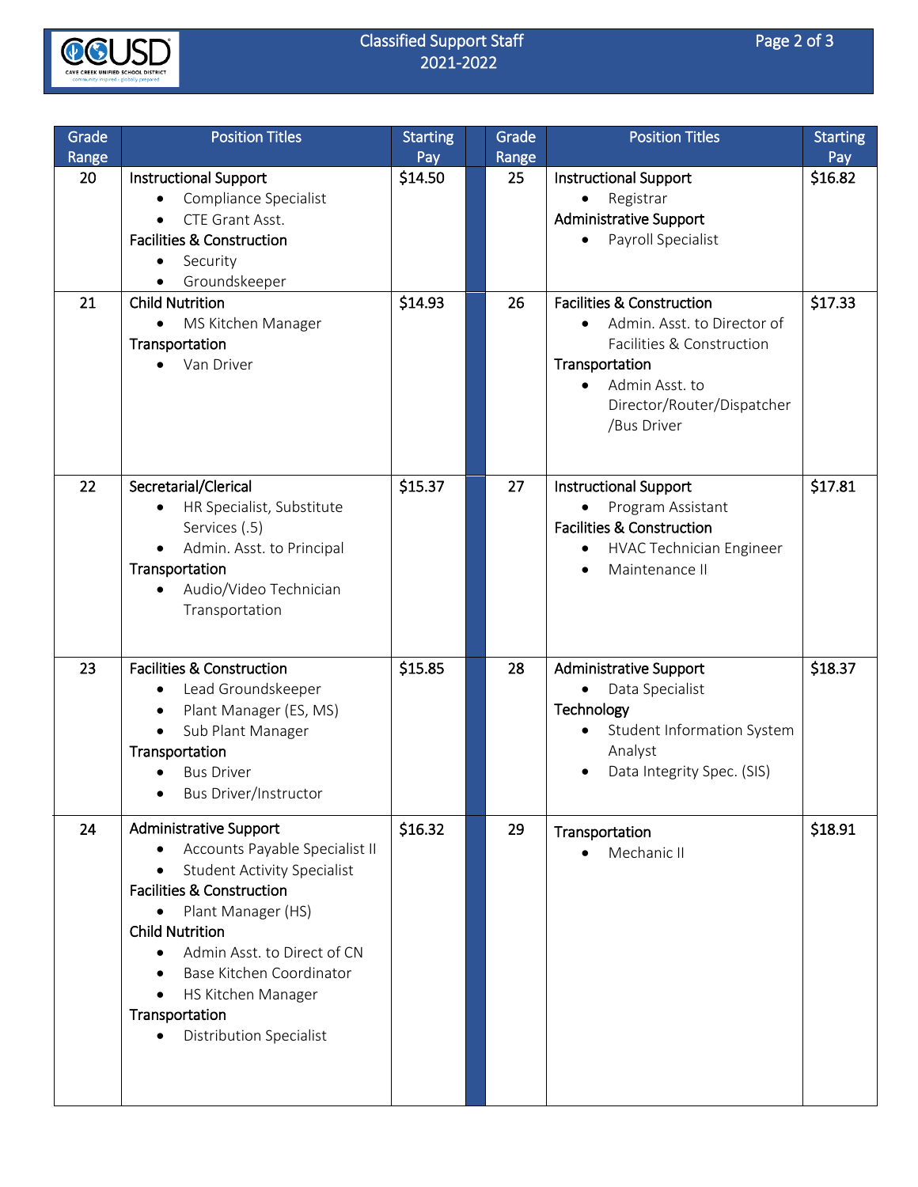# Classified Support Staff
## 2021-2022

| Grade Range | Position Titles | Starting Pay | Grade Range | Position Titles | Starting Pay |
|---|---|---|---|---|---|
| 20 | **Instructional Support**<br>• Compliance Specialist<br>• CTE Grant Asst.<br>**Facilities & Construction**<br>• Security<br>• Groundskeeper | $14.50 | 25 | **Instructional Support**<br>• Registrar<br>**Administrative Support**<br>• Payroll Specialist | $16.82 |
| 21 | **Child Nutrition**<br>• MS Kitchen Manager<br>**Transportation**<br>• Van Driver | $14.93 | 26 | **Facilities & Construction**<br>• Admin. Asst. to Director of Facilities & Construction<br>**Transportation**<br>• Admin Asst. to Director/Router/Dispatcher /Bus Driver | $17.33 |
| 22 | **Secretarial/Clerical**<br>• HR Specialist, Substitute Services (.5)<br>• Admin. Asst. to Principal<br>**Transportation**<br>• Audio/Video Technician Transportation | $15.37 | 27 | **Instructional Support**<br>• Program Assistant<br>**Facilities & Construction**<br>• HVAC Technician Engineer<br>• Maintenance II | $17.81 |
| 23 | **Facilities & Construction**<br>• Lead Groundskeeper<br>• Plant Manager (ES, MS)<br>• Sub Plant Manager<br>**Transportation**<br>• Bus Driver<br>• Bus Driver/Instructor | $15.85 | 28 | **Administrative Support**<br>• Data Specialist<br>**Technology**<br>• Student Information System Analyst<br>• Data Integrity Spec. (SIS) | $18.37 |
| 24 | **Administrative Support**<br>• Accounts Payable Specialist II<br>• Student Activity Specialist<br>**Facilities & Construction**<br>• Plant Manager (HS)<br>**Child Nutrition**<br>• Admin Asst. to Direct of CN<br>• Base Kitchen Coordinator<br>• HS Kitchen Manager<br>**Transportation**<br>• Distribution Specialist | $16.32 | 29 | **Transportation**<br>• Mechanic II | $18.91 |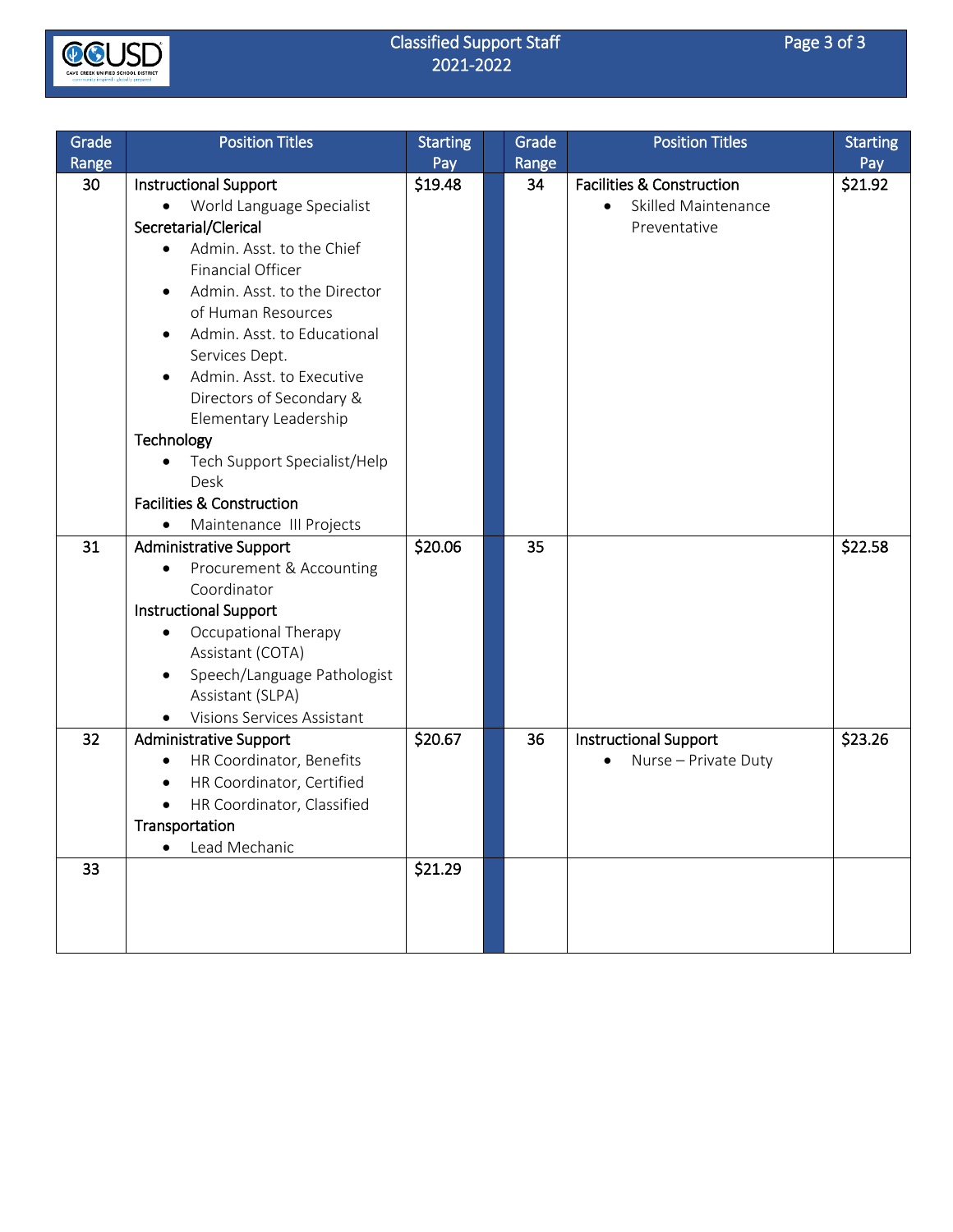# Classified Support Staff
## 2021-2022

| Grade Range | Position Titles | Starting Pay | | Grade Range | Position Titles | Starting Pay |
|---|---|---|---|---|---|---|
| 30 | **Instructional Support**<br>• World Language Specialist<br>**Secretarial/Clerical**<br>• Admin. Asst. to the Chief Financial Officer<br>• Admin. Asst. to the Director of Human Resources<br>• Admin. Asst. to Educational Services Dept.<br>• Admin. Asst. to Executive Directors of Secondary & Elementary Leadership<br>**Technology**<br>• Tech Support Specialist/Help Desk<br>**Facilities & Construction**<br>• Maintenance III Projects | $19.48 | | 34 | **Facilities & Construction**<br>• Skilled Maintenance Preventative | $21.92 |
| 31 | **Administrative Support**<br>• Procurement & Accounting Coordinator<br>**Instructional Support**<br>• Occupational Therapy Assistant (COTA)<br>• Speech/Language Pathologist Assistant (SLPA)<br>• Visions Services Assistant | $20.06 | | 35 | | $22.58 |
| 32 | **Administrative Support**<br>• HR Coordinator, Benefits<br>• HR Coordinator, Certified<br>• HR Coordinator, Classified<br>**Transportation**<br>• Lead Mechanic | $20.67 | | 36 | **Instructional Support**<br>• Nurse – Private Duty | $23.26 |
| 33 | | $21.29 | | | | |